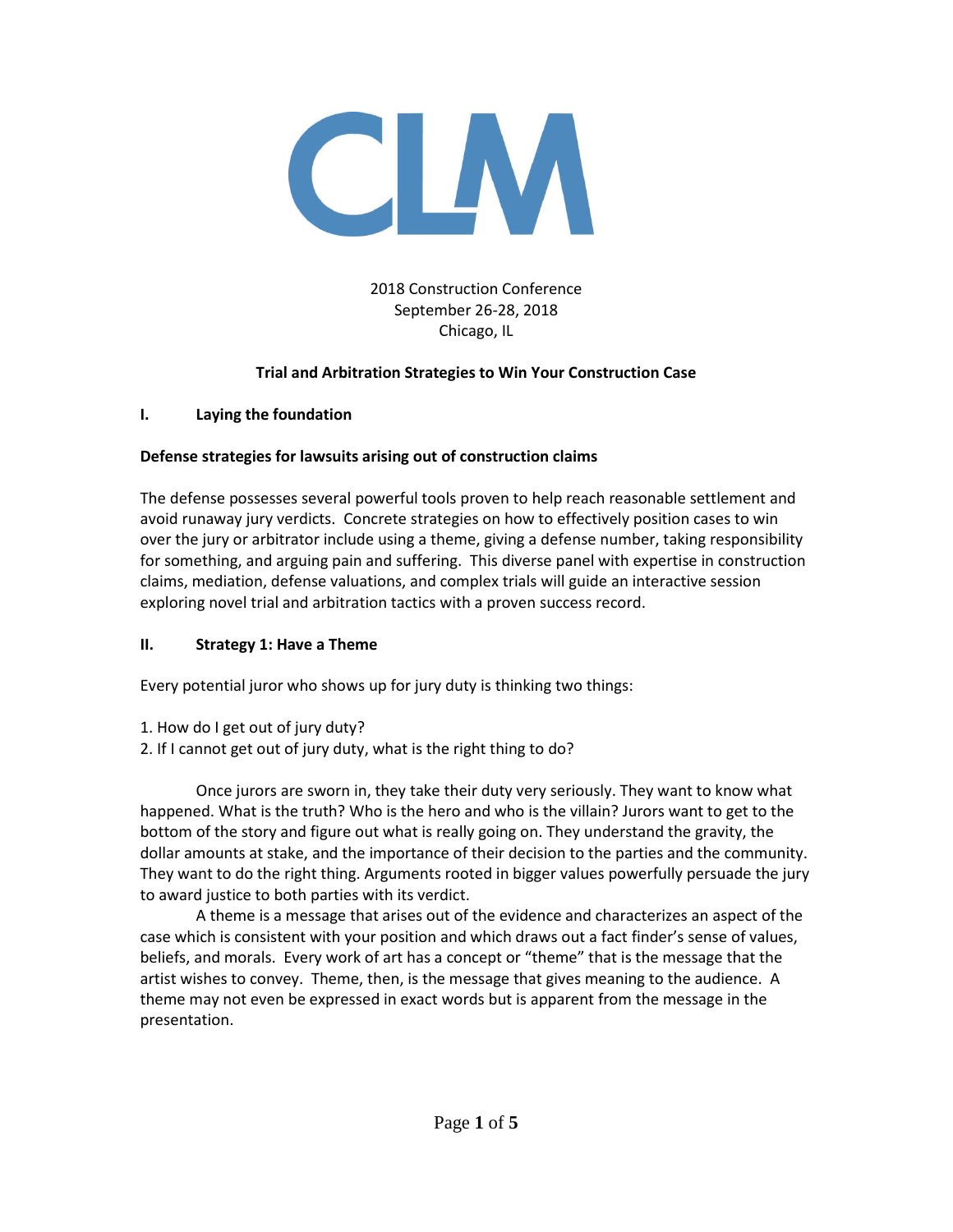CLM

2018 Construction Conference
September 26-28, 2018
Chicago, IL

# Trial and Arbitration Strategies to Win Your Construction Case

## I. Laying the foundation

**Defense strategies for lawsuits arising out of construction claims**

The defense possesses several powerful tools proven to help reach reasonable settlement and avoid runaway jury verdicts. Concrete strategies on how to effectively position cases to win over the jury or arbitrator include using a theme, giving a defense number, taking responsibility for something, and arguing pain and suffering. This diverse panel with expertise in construction claims, mediation, defense valuations, and complex trials will guide an interactive session exploring novel trial and arbitration tactics with a proven success record.

## II. Strategy 1: Have a Theme

Every potential juror who shows up for jury duty is thinking two things:

1. How do I get out of jury duty?
2. If I cannot get out of jury duty, what is the right thing to do?

Once jurors are sworn in, they take their duty very seriously. They want to know what happened. What is the truth? Who is the hero and who is the villain? Jurors want to get to the bottom of the story and figure out what is really going on. They understand the gravity, the dollar amounts at stake, and the importance of their decision to the parties and the community. They want to do the right thing. Arguments rooted in bigger values powerfully persuade the jury to award justice to both parties with its verdict.

A theme is a message that arises out of the evidence and characterizes an aspect of the case which is consistent with your position and which draws out a fact finder's sense of values, beliefs, and morals. Every work of art has a concept or "theme" that is the message that the artist wishes to convey. Theme, then, is the message that gives meaning to the audience. A theme may not even be expressed in exact words but is apparent from the message in the presentation.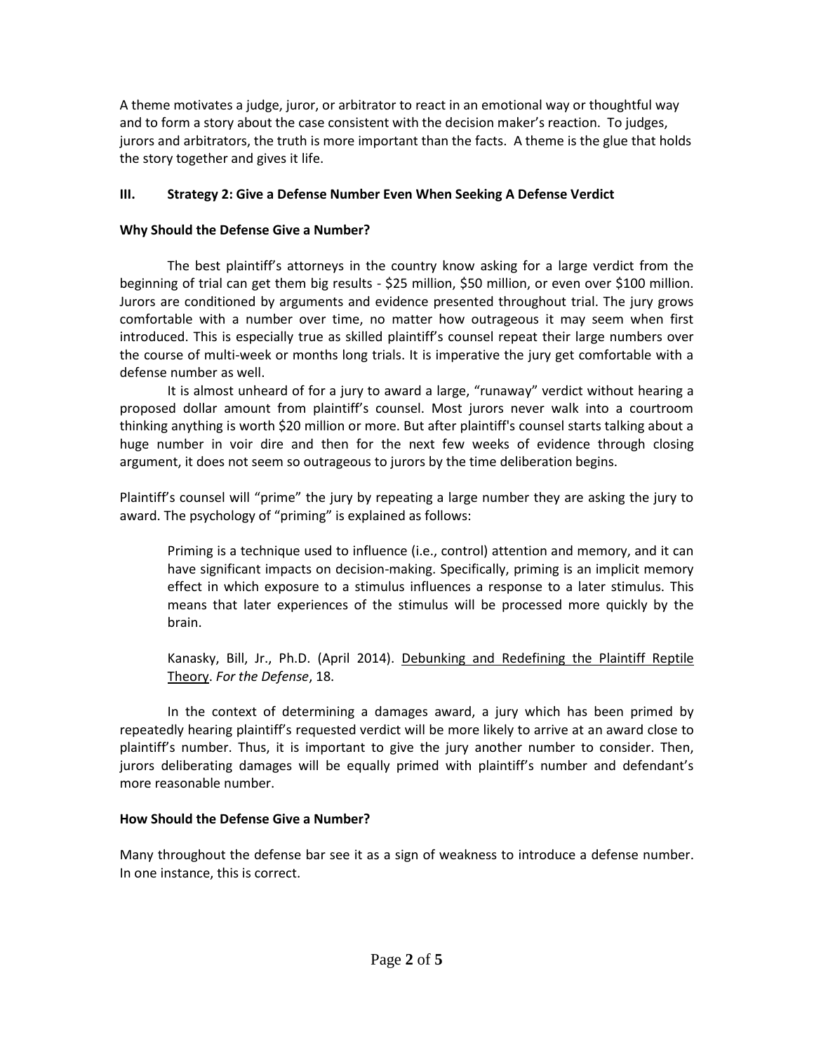A theme motivates a judge, juror, or arbitrator to react in an emotional way or thoughtful way and to form a story about the case consistent with the decision maker's reaction. To judges, jurors and arbitrators, the truth is more important than the facts. A theme is the glue that holds the story together and gives it life.

## III. Strategy 2: Give a Defense Number Even When Seeking A Defense Verdict

### Why Should the Defense Give a Number?

The best plaintiff's attorneys in the country know asking for a large verdict from the beginning of trial can get them big results - $25 million, $50 million, or even over $100 million. Jurors are conditioned by arguments and evidence presented throughout trial. The jury grows comfortable with a number over time, no matter how outrageous it may seem when first introduced. This is especially true as skilled plaintiff's counsel repeat their large numbers over the course of multi-week or months long trials. It is imperative the jury get comfortable with a defense number as well.

It is almost unheard of for a jury to award a large, "runaway" verdict without hearing a proposed dollar amount from plaintiff's counsel. Most jurors never walk into a courtroom thinking anything is worth $20 million or more. But after plaintiff's counsel starts talking about a huge number in voir dire and then for the next few weeks of evidence through closing argument, it does not seem so outrageous to jurors by the time deliberation begins.

Plaintiff's counsel will "prime" the jury by repeating a large number they are asking the jury to award. The psychology of "priming" is explained as follows:

> Priming is a technique used to influence (i.e., control) attention and memory, and it can have significant impacts on decision-making. Specifically, priming is an implicit memory effect in which exposure to a stimulus influences a response to a later stimulus. This means that later experiences of the stimulus will be processed more quickly by the brain.
>
> Kanasky, Bill, Jr., Ph.D. (April 2014). Debunking and Redefining the Plaintiff Reptile Theory. *For the Defense*, 18.

In the context of determining a damages award, a jury which has been primed by repeatedly hearing plaintiff's requested verdict will be more likely to arrive at an award close to plaintiff's number. Thus, it is important to give the jury another number to consider. Then, jurors deliberating damages will be equally primed with plaintiff's number and defendant's more reasonable number.

### How Should the Defense Give a Number?

Many throughout the defense bar see it as a sign of weakness to introduce a defense number. In one instance, this is correct.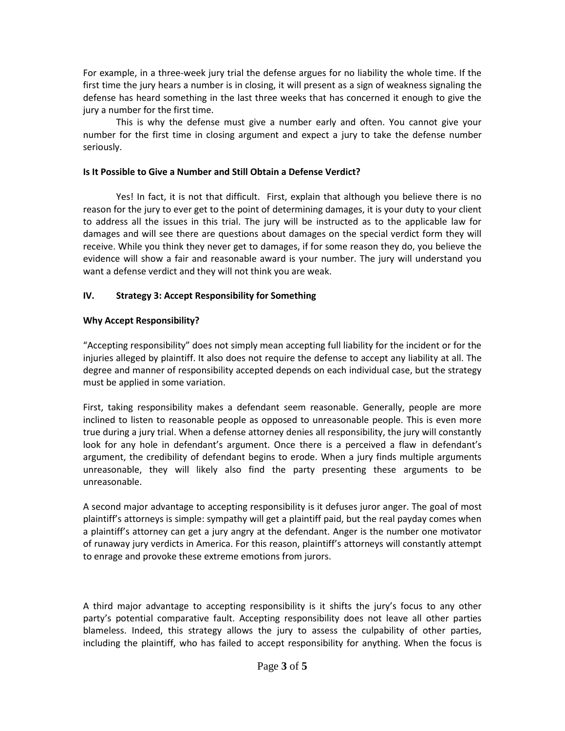For example, in a three-week jury trial the defense argues for no liability the whole time. If the first time the jury hears a number is in closing, it will present as a sign of weakness signaling the defense has heard something in the last three weeks that has concerned it enough to give the jury a number for the first time.

This is why the defense must give a number early and often. You cannot give your number for the first time in closing argument and expect a jury to take the defense number seriously.

**Is It Possible to Give a Number and Still Obtain a Defense Verdict?**

Yes! In fact, it is not that difficult. First, explain that although you believe there is no reason for the jury to ever get to the point of determining damages, it is your duty to your client to address all the issues in this trial. The jury will be instructed as to the applicable law for damages and will see there are questions about damages on the special verdict form they will receive. While you think they never get to damages, if for some reason they do, you believe the evidence will show a fair and reasonable award is your number. The jury will understand you want a defense verdict and they will not think you are weak.

## IV. Strategy 3: Accept Responsibility for Something

**Why Accept Responsibility?**

"Accepting responsibility" does not simply mean accepting full liability for the incident or for the injuries alleged by plaintiff. It also does not require the defense to accept any liability at all. The degree and manner of responsibility accepted depends on each individual case, but the strategy must be applied in some variation.

First, taking responsibility makes a defendant seem reasonable. Generally, people are more inclined to listen to reasonable people as opposed to unreasonable people. This is even more true during a jury trial. When a defense attorney denies all responsibility, the jury will constantly look for any hole in defendant's argument. Once there is a perceived a flaw in defendant's argument, the credibility of defendant begins to erode. When a jury finds multiple arguments unreasonable, they will likely also find the party presenting these arguments to be unreasonable.

A second major advantage to accepting responsibility is it defuses juror anger. The goal of most plaintiff's attorneys is simple: sympathy will get a plaintiff paid, but the real payday comes when a plaintiff's attorney can get a jury angry at the defendant. Anger is the number one motivator of runaway jury verdicts in America. For this reason, plaintiff's attorneys will constantly attempt to enrage and provoke these extreme emotions from jurors.

A third major advantage to accepting responsibility is it shifts the jury's focus to any other party's potential comparative fault. Accepting responsibility does not leave all other parties blameless. Indeed, this strategy allows the jury to assess the culpability of other parties, including the plaintiff, who has failed to accept responsibility for anything. When the focus is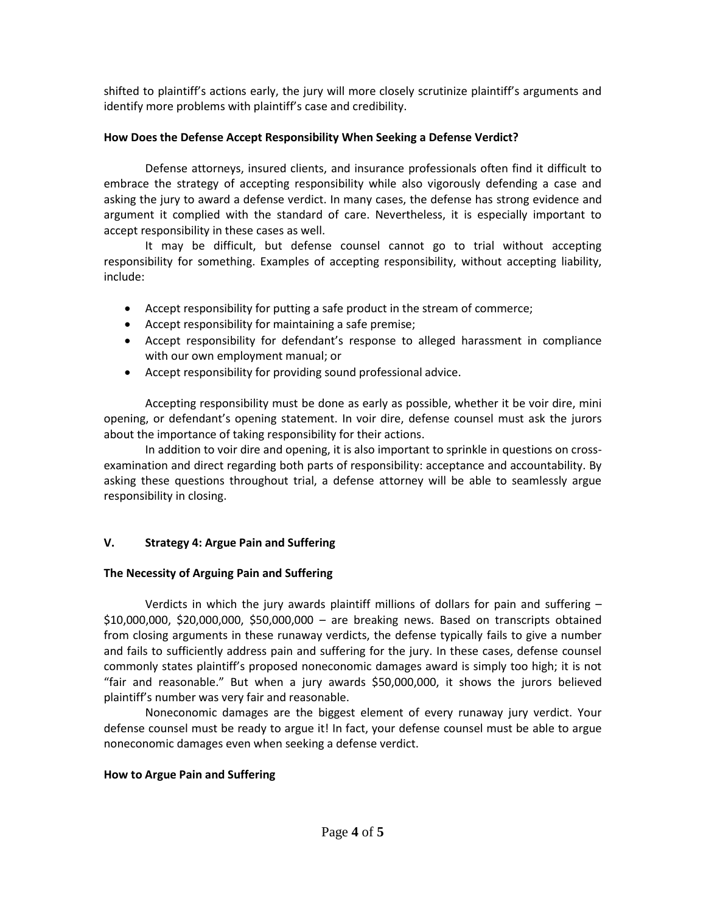shifted to plaintiff's actions early, the jury will more closely scrutinize plaintiff's arguments and identify more problems with plaintiff's case and credibility.

**How Does the Defense Accept Responsibility When Seeking a Defense Verdict?**

Defense attorneys, insured clients, and insurance professionals often find it difficult to embrace the strategy of accepting responsibility while also vigorously defending a case and asking the jury to award a defense verdict. In many cases, the defense has strong evidence and argument it complied with the standard of care. Nevertheless, it is especially important to accept responsibility in these cases as well.

It may be difficult, but defense counsel cannot go to trial without accepting responsibility for something. Examples of accepting responsibility, without accepting liability, include:

- Accept responsibility for putting a safe product in the stream of commerce;
- Accept responsibility for maintaining a safe premise;
- Accept responsibility for defendant's response to alleged harassment in compliance with our own employment manual; or
- Accept responsibility for providing sound professional advice.

Accepting responsibility must be done as early as possible, whether it be voir dire, mini opening, or defendant's opening statement. In voir dire, defense counsel must ask the jurors about the importance of taking responsibility for their actions.

In addition to voir dire and opening, it is also important to sprinkle in questions on cross-examination and direct regarding both parts of responsibility: acceptance and accountability. By asking these questions throughout trial, a defense attorney will be able to seamlessly argue responsibility in closing.

## V. Strategy 4: Argue Pain and Suffering

**The Necessity of Arguing Pain and Suffering**

Verdicts in which the jury awards plaintiff millions of dollars for pain and suffering – \$10,000,000, \$20,000,000, \$50,000,000 – are breaking news. Based on transcripts obtained from closing arguments in these runaway verdicts, the defense typically fails to give a number and fails to sufficiently address pain and suffering for the jury. In these cases, defense counsel commonly states plaintiff's proposed noneconomic damages award is simply too high; it is not "fair and reasonable." But when a jury awards \$50,000,000, it shows the jurors believed plaintiff's number was very fair and reasonable.

Noneconomic damages are the biggest element of every runaway jury verdict. Your defense counsel must be ready to argue it! In fact, your defense counsel must be able to argue noneconomic damages even when seeking a defense verdict.

**How to Argue Pain and Suffering**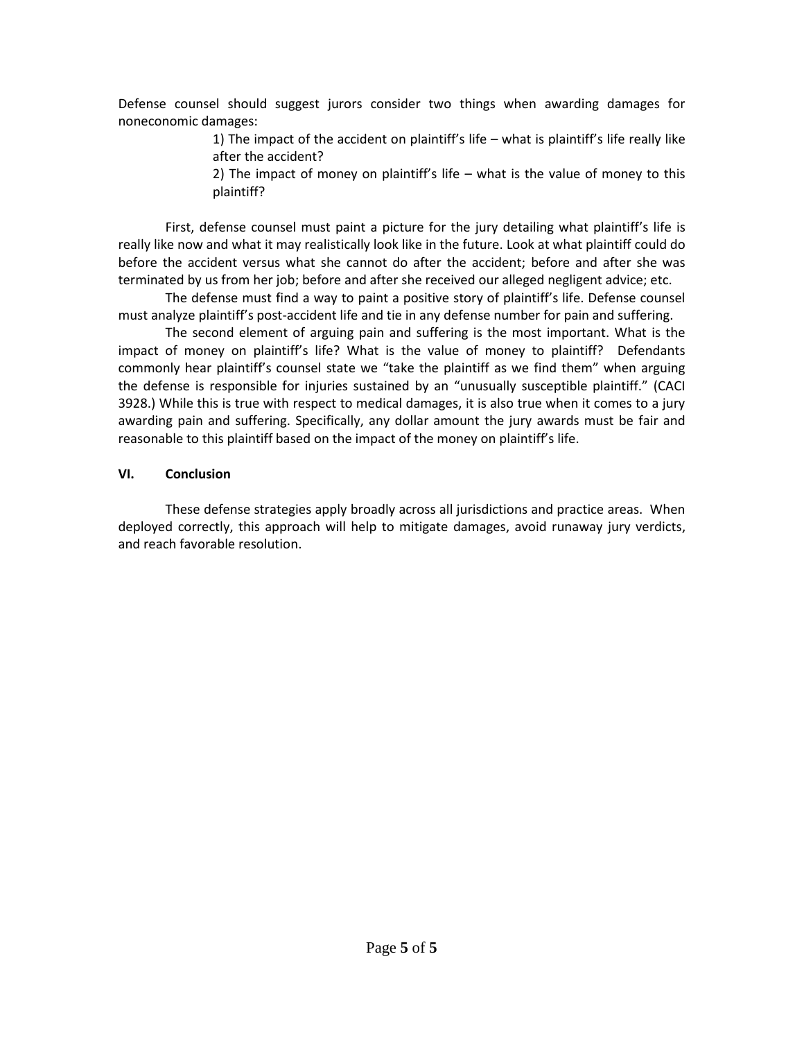Defense counsel should suggest jurors consider two things when awarding damages for noneconomic damages:

> 1) The impact of the accident on plaintiff's life – what is plaintiff's life really like after the accident?
>
> 2) The impact of money on plaintiff's life – what is the value of money to this plaintiff?

First, defense counsel must paint a picture for the jury detailing what plaintiff's life is really like now and what it may realistically look like in the future. Look at what plaintiff could do before the accident versus what she cannot do after the accident; before and after she was terminated by us from her job; before and after she received our alleged negligent advice; etc.

The defense must find a way to paint a positive story of plaintiff's life. Defense counsel must analyze plaintiff's post-accident life and tie in any defense number for pain and suffering.

The second element of arguing pain and suffering is the most important. What is the impact of money on plaintiff's life? What is the value of money to plaintiff? Defendants commonly hear plaintiff's counsel state we "take the plaintiff as we find them" when arguing the defense is responsible for injuries sustained by an "unusually susceptible plaintiff." (CACI 3928.) While this is true with respect to medical damages, it is also true when it comes to a jury awarding pain and suffering. Specifically, any dollar amount the jury awards must be fair and reasonable to this plaintiff based on the impact of the money on plaintiff's life.

## VI. Conclusion

These defense strategies apply broadly across all jurisdictions and practice areas. When deployed correctly, this approach will help to mitigate damages, avoid runaway jury verdicts, and reach favorable resolution.